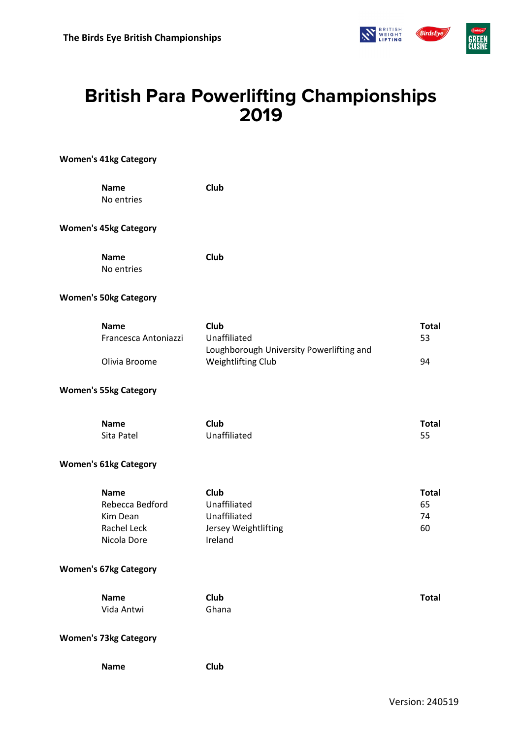# British Para Powerlifting Championships 2019

### Women's 41kg Category

| Name | Club |
|---|---|
| No entries | |

### Women's 45kg Category

| Name | Club |
|---|---|
| No entries | |

### Women's 50kg Category

| Name | Club | Total |
|---|---|---|
| Francesca Antoniazzi | Unaffiliated | 53 |
| Olivia Broome | Loughborough University Powerlifting and Weightlifting Club | 94 |

### Women's 55kg Category

| Name | Club | Total |
|---|---|---|
| Sita Patel | Unaffiliated | 55 |

### Women's 61kg Category

| Name | Club | Total |
|---|---|---|
| Rebecca Bedford | Unaffiliated | 65 |
| Kim Dean | Unaffiliated | 74 |
| Rachel Leck | Jersey Weightlifting | 60 |
| Nicola Dore | Ireland | |

### Women's 67kg Category

| Name | Club | Total |
|---|---|---|
| Vida Antwi | Ghana | |

### Women's 73kg Category

| Name | Club |
|---|---|

Version: 240519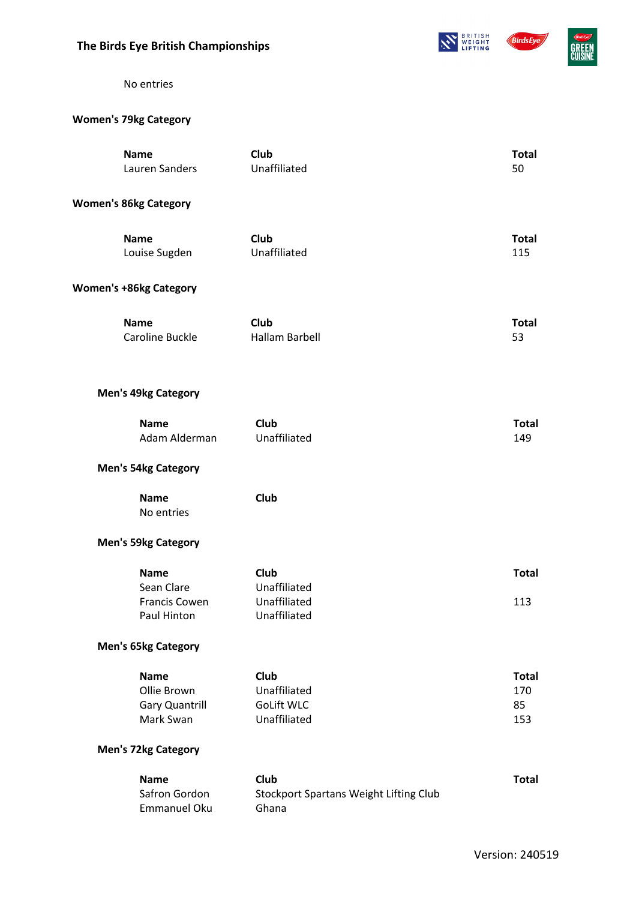No entries

## Women's 79kg Category

| Name | Club | Total |
|---|---|---|
| Lauren Sanders | Unaffiliated | 50 |

## Women's 86kg Category

| Name | Club | Total |
|---|---|---|
| Louise Sugden | Unaffiliated | 115 |

## Women's +86kg Category

| Name | Club | Total |
|---|---|---|
| Caroline Buckle | Hallam Barbell | 53 |

## Men's 49kg Category

| Name | Club | Total |
|---|---|---|
| Adam Alderman | Unaffiliated | 149 |

## Men's 54kg Category

| Name | Club |
|---|---|
| No entries | |

## Men's 59kg Category

| Name | Club | Total |
|---|---|---|
| Sean Clare | Unaffiliated | |
| Francis Cowen | Unaffiliated | 113 |
| Paul Hinton | Unaffiliated | |

## Men's 65kg Category

| Name | Club | Total |
|---|---|---|
| Ollie Brown | Unaffiliated | 170 |
| Gary Quantrill | GoLift WLC | 85 |
| Mark Swan | Unaffiliated | 153 |

## Men's 72kg Category

| Name | Club | Total |
|---|---|---|
| Safron Gordon | Stockport Spartans Weight Lifting Club | |
| Emmanuel Oku | Ghana | |

Version: 240519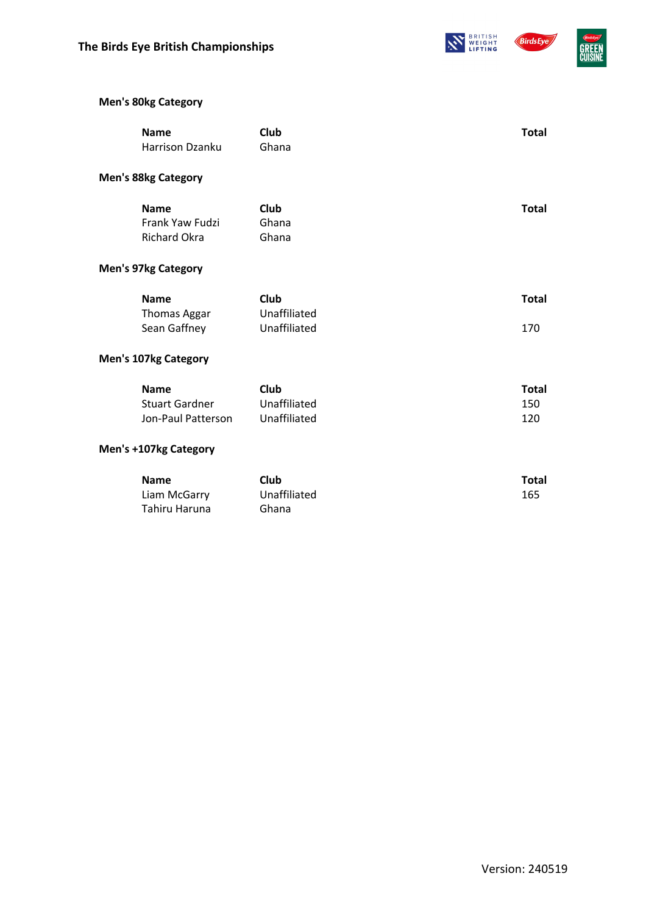## Men's 80kg Category

| Name | Club | Total |
|---|---|---|
| Harrison Dzanku | Ghana | |

## Men's 88kg Category

| Name | Club | Total |
|---|---|---|
| Frank Yaw Fudzi | Ghana | |
| Richard Okra | Ghana | |

## Men's 97kg Category

| Name | Club | Total |
|---|---|---|
| Thomas Aggar | Unaffiliated | |
| Sean Gaffney | Unaffiliated | 170 |

## Men's 107kg Category

| Name | Club | Total |
|---|---|---|
| Stuart Gardner | Unaffiliated | 150 |
| Jon-Paul Patterson | Unaffiliated | 120 |

## Men's +107kg Category

| Name | Club | Total |
|---|---|---|
| Liam McGarry | Unaffiliated | 165 |
| Tahiru Haruna | Ghana | |

Version: 240519